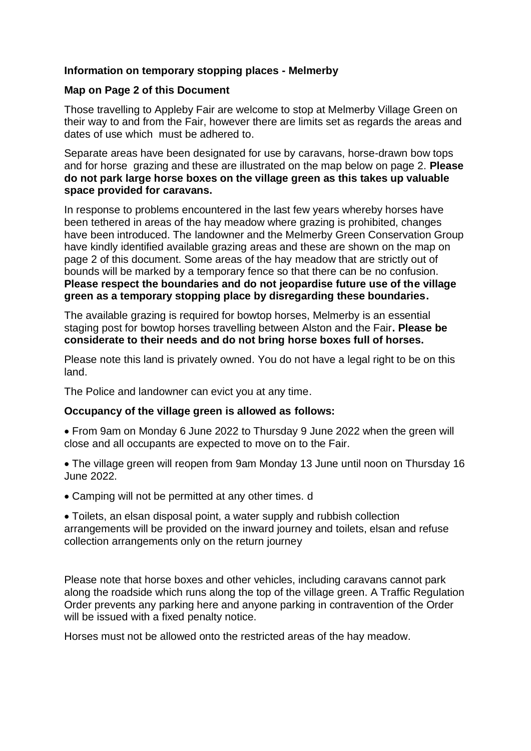**Information on temporary stopping places - Melmerby**

**Map on Page 2 of this Document**

Those travelling to Appleby Fair are welcome to stop at Melmerby Village Green on their way to and from the Fair, however there are limits set as regards the areas and dates of use which must be adhered to.

Separate areas have been designated for use by caravans, horse-drawn bow tops and for horse grazing and these are illustrated on the map below on page 2. **Please do not park large horse boxes on the village green as this takes up valuable space provided for caravans.**

In response to problems encountered in the last few years whereby horses have been tethered in areas of the hay meadow where grazing is prohibited, changes have been introduced. The landowner and the Melmerby Green Conservation Group have kindly identified available grazing areas and these are shown on the map on page 2 of this document. Some areas of the hay meadow that are strictly out of bounds will be marked by a temporary fence so that there can be no confusion. **Please respect the boundaries and do not jeopardise future use of the village green as a temporary stopping place by disregarding these boundaries.**

The available grazing is required for bowtop horses, Melmerby is an essential staging post for bowtop horses travelling between Alston and the Fair**. Please be considerate to their needs and do not bring horse boxes full of horses.**

Please note this land is privately owned. You do not have a legal right to be on this land.

The Police and landowner can evict you at any time.

**Occupancy of the village green is allowed as follows:**

- From 9am on Monday 6 June 2022 to Thursday 9 June 2022 when the green will close and all occupants are expected to move on to the Fair.
- The village green will reopen from 9am Monday 13 June until noon on Thursday 16 June 2022.
- Camping will not be permitted at any other times. d
- Toilets, an elsan disposal point, a water supply and rubbish collection arrangements will be provided on the inward journey and toilets, elsan and refuse collection arrangements only on the return journey

Please note that horse boxes and other vehicles, including caravans cannot park along the roadside which runs along the top of the village green. A Traffic Regulation Order prevents any parking here and anyone parking in contravention of the Order will be issued with a fixed penalty notice.

Horses must not be allowed onto the restricted areas of the hay meadow.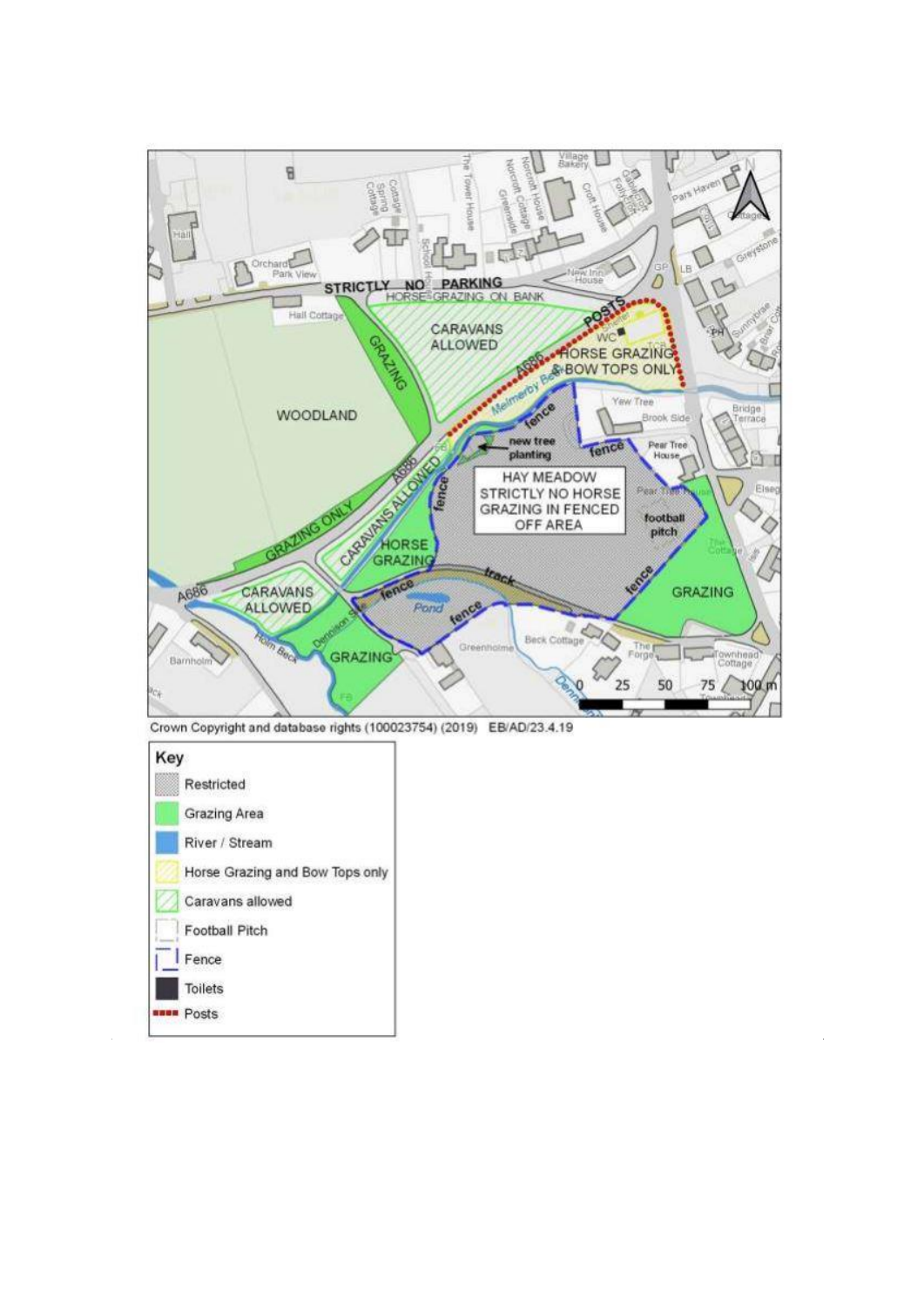STRICTLY NO PARKING

HORSE GRAZING ON BANK

CARAVANS ALLOWED

POSTS

HORSE GRAZING BOW TOPS ONLY

WOODLAND

GRAZING

GRAZING ONLY

CARAVANS ALLOWED

HAY MEADOW STRICTLY NO HORSE GRAZING IN FENCED OFF AREA

new tree planting

football pitch

HORSE GRAZING

CARAVANS ALLOWED

GRAZING

GRAZING

0 25 50 75 100 m

Crown Copyright and database rights (100023754) (2019) EB/AD/23.4.19

**Key**

- Restricted
- Grazing Area
- River / Stream
- Horse Grazing and Bow Tops only
- Caravans allowed
- Football Pitch
- Fence
- Toilets
- Posts